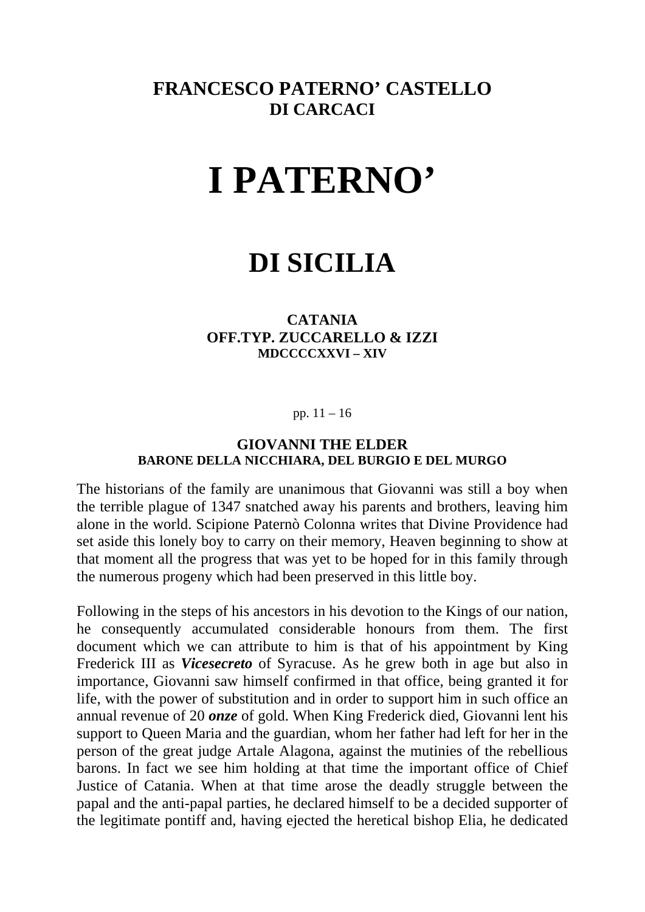**FRANCESCO PATERNO' CASTELLO**
**DI CARCACI**

# I PATERNO'

## DI SICILIA

**CATANIA**
**OFF.TYP. ZUCCARELLO & IZZI**
**MDCCCCXXVI – XIV**

pp. 11 – 16

### GIOVANNI THE ELDER
**BARONE DELLA NICCHIARA, DEL BURGIO E DEL MURGO**

The historians of the family are unanimous that Giovanni was still a boy when the terrible plague of 1347 snatched away his parents and brothers, leaving him alone in the world. Scipione Paternò Colonna writes that Divine Providence had set aside this lonely boy to carry on their memory, Heaven beginning to show at that moment all the progress that was yet to be hoped for in this family through the numerous progeny which had been preserved in this little boy.

Following in the steps of his ancestors in his devotion to the Kings of our nation, he consequently accumulated considerable honours from them. The first document which we can attribute to him is that of his appointment by King Frederick III as ***Vicesecreto*** of Syracuse. As he grew both in age but also in importance, Giovanni saw himself confirmed in that office, being granted it for life, with the power of substitution and in order to support him in such office an annual revenue of 20 ***onze*** of gold. When King Frederick died, Giovanni lent his support to Queen Maria and the guardian, whom her father had left for her in the person of the great judge Artale Alagona, against the mutinies of the rebellious barons. In fact we see him holding at that time the important office of Chief Justice of Catania. When at that time arose the deadly struggle between the papal and the anti-papal parties, he declared himself to be a decided supporter of the legitimate pontiff and, having ejected the heretical bishop Elia, he dedicated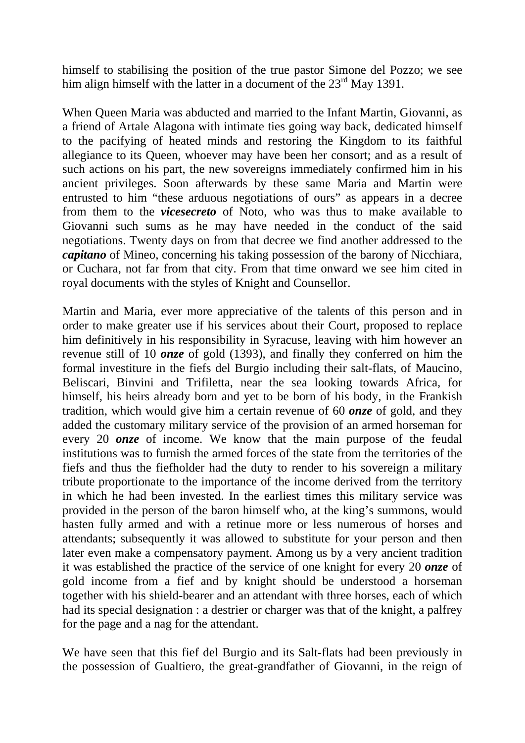himself to stabilising the position of the true pastor Simone del Pozzo; we see him align himself with the latter in a document of the 23rd May 1391.

When Queen Maria was abducted and married to the Infant Martin, Giovanni, as a friend of Artale Alagona with intimate ties going way back, dedicated himself to the pacifying of heated minds and restoring the Kingdom to its faithful allegiance to its Queen, whoever may have been her consort; and as a result of such actions on his part, the new sovereigns immediately confirmed him in his ancient privileges. Soon afterwards by these same Maria and Martin were entrusted to him "these arduous negotiations of ours" as appears in a decree from them to the ***vicesecreto*** of Noto, who was thus to make available to Giovanni such sums as he may have needed in the conduct of the said negotiations. Twenty days on from that decree we find another addressed to the ***capitano*** of Mineo, concerning his taking possession of the barony of Nicchiara, or Cuchara, not far from that city. From that time onward we see him cited in royal documents with the styles of Knight and Counsellor.

Martin and Maria, ever more appreciative of the talents of this person and in order to make greater use if his services about their Court, proposed to replace him definitively in his responsibility in Syracuse, leaving with him however an revenue still of 10 ***onze*** of gold (1393), and finally they conferred on him the formal investiture in the fiefs del Burgio including their salt-flats, of Maucino, Beliscari, Binvini and Trifiletta, near the sea looking towards Africa, for himself, his heirs already born and yet to be born of his body, in the Frankish tradition, which would give him a certain revenue of 60 ***onze*** of gold, and they added the customary military service of the provision of an armed horseman for every 20 ***onze*** of income. We know that the main purpose of the feudal institutions was to furnish the armed forces of the state from the territories of the fiefs and thus the fiefholder had the duty to render to his sovereign a military tribute proportionate to the importance of the income derived from the territory in which he had been invested. In the earliest times this military service was provided in the person of the baron himself who, at the king's summons, would hasten fully armed and with a retinue more or less numerous of horses and attendants; subsequently it was allowed to substitute for your person and then later even make a compensatory payment. Among us by a very ancient tradition it was established the practice of the service of one knight for every 20 ***onze*** of gold income from a fief and by knight should be understood a horseman together with his shield-bearer and an attendant with three horses, each of which had its special designation : a destrier or charger was that of the knight, a palfrey for the page and a nag for the attendant.

We have seen that this fief del Burgio and its Salt-flats had been previously in the possession of Gualtiero, the great-grandfather of Giovanni, in the reign of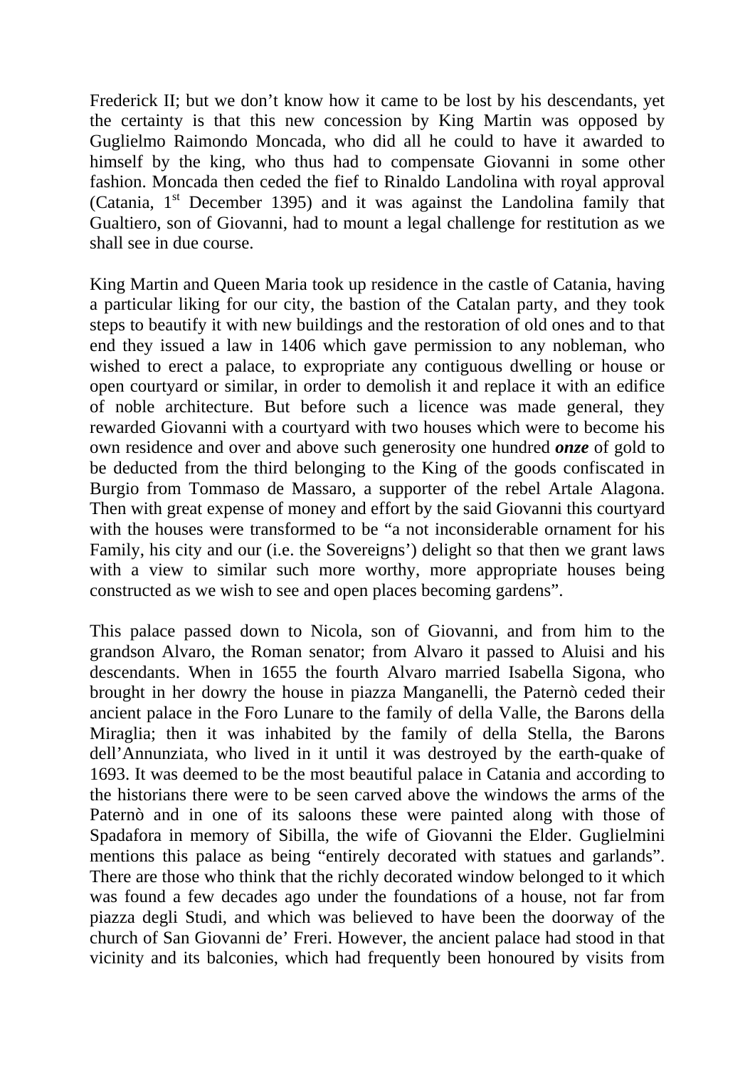Frederick II; but we don't know how it came to be lost by his descendants, yet the certainty is that this new concession by King Martin was opposed by Guglielmo Raimondo Moncada, who did all he could to have it awarded to himself by the king, who thus had to compensate Giovanni in some other fashion. Moncada then ceded the fief to Rinaldo Landolina with royal approval (Catania, 1st December 1395) and it was against the Landolina family that Gualtiero, son of Giovanni, had to mount a legal challenge for restitution as we shall see in due course.

King Martin and Queen Maria took up residence in the castle of Catania, having a particular liking for our city, the bastion of the Catalan party, and they took steps to beautify it with new buildings and the restoration of old ones and to that end they issued a law in 1406 which gave permission to any nobleman, who wished to erect a palace, to expropriate any contiguous dwelling or house or open courtyard or similar, in order to demolish it and replace it with an edifice of noble architecture. But before such a licence was made general, they rewarded Giovanni with a courtyard with two houses which were to become his own residence and over and above such generosity one hundred ***onze*** of gold to be deducted from the third belonging to the King of the goods confiscated in Burgio from Tommaso de Massaro, a supporter of the rebel Artale Alagona. Then with great expense of money and effort by the said Giovanni this courtyard with the houses were transformed to be "a not inconsiderable ornament for his Family, his city and our (i.e. the Sovereigns') delight so that then we grant laws with a view to similar such more worthy, more appropriate houses being constructed as we wish to see and open places becoming gardens".

This palace passed down to Nicola, son of Giovanni, and from him to the grandson Alvaro, the Roman senator; from Alvaro it passed to Aluisi and his descendants. When in 1655 the fourth Alvaro married Isabella Sigona, who brought in her dowry the house in piazza Manganelli, the Paternò ceded their ancient palace in the Foro Lunare to the family of della Valle, the Barons della Miraglia; then it was inhabited by the family of della Stella, the Barons dell'Annunziata, who lived in it until it was destroyed by the earth-quake of 1693. It was deemed to be the most beautiful palace in Catania and according to the historians there were to be seen carved above the windows the arms of the Paternò and in one of its saloons these were painted along with those of Spadafora in memory of Sibilla, the wife of Giovanni the Elder. Guglielmini mentions this palace as being "entirely decorated with statues and garlands". There are those who think that the richly decorated window belonged to it which was found a few decades ago under the foundations of a house, not far from piazza degli Studi, and which was believed to have been the doorway of the church of San Giovanni de' Freri. However, the ancient palace had stood in that vicinity and its balconies, which had frequently been honoured by visits from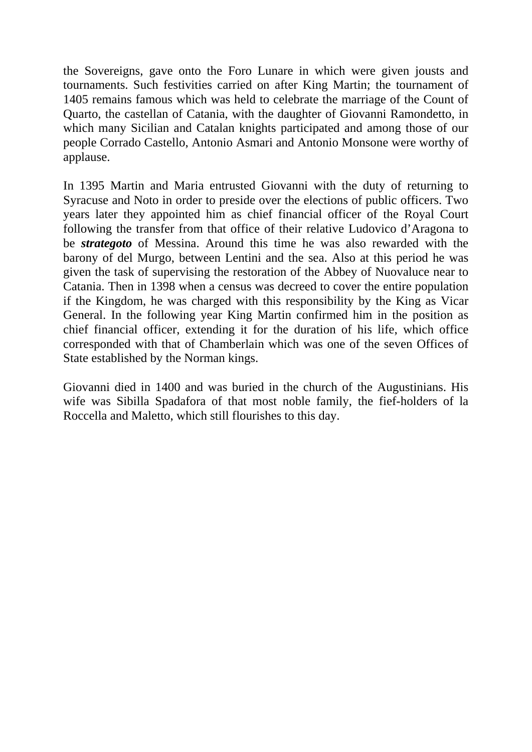the Sovereigns, gave onto the Foro Lunare in which were given jousts and tournaments. Such festivities carried on after King Martin; the tournament of 1405 remains famous which was held to celebrate the marriage of the Count of Quarto, the castellan of Catania, with the daughter of Giovanni Ramondetto, in which many Sicilian and Catalan knights participated and among those of our people Corrado Castello, Antonio Asmari and Antonio Monsone were worthy of applause.

In 1395 Martin and Maria entrusted Giovanni with the duty of returning to Syracuse and Noto in order to preside over the elections of public officers. Two years later they appointed him as chief financial officer of the Royal Court following the transfer from that office of their relative Ludovico d'Aragona to be ***strategoto*** of Messina. Around this time he was also rewarded with the barony of del Murgo, between Lentini and the sea. Also at this period he was given the task of supervising the restoration of the Abbey of Nuovaluce near to Catania. Then in 1398 when a census was decreed to cover the entire population if the Kingdom, he was charged with this responsibility by the King as Vicar General. In the following year King Martin confirmed him in the position as chief financial officer, extending it for the duration of his life, which office corresponded with that of Chamberlain which was one of the seven Offices of State established by the Norman kings.

Giovanni died in 1400 and was buried in the church of the Augustinians. His wife was Sibilla Spadafora of that most noble family, the fief-holders of la Roccella and Maletto, which still flourishes to this day.